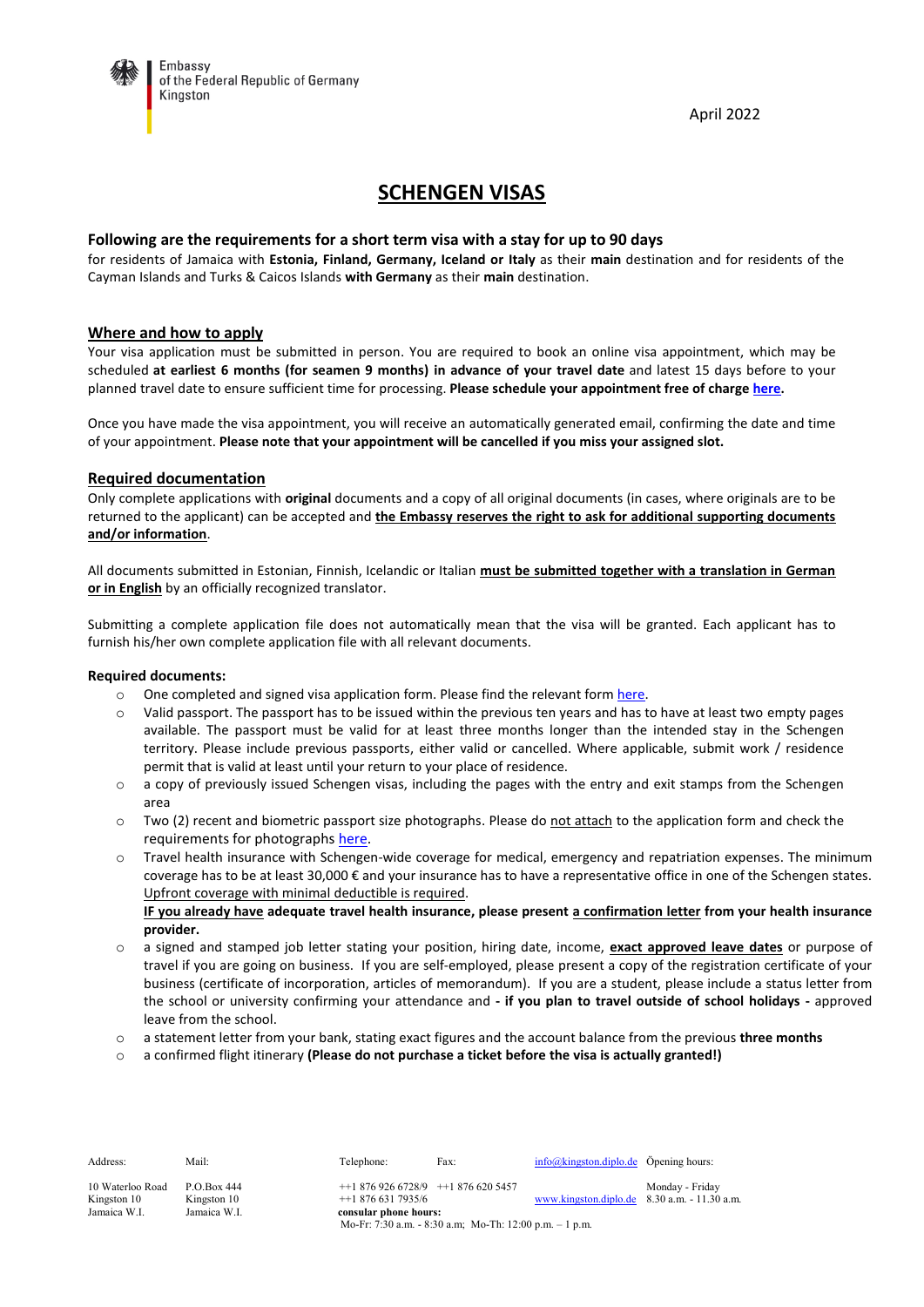Embassy
of the Federal Republic of Germany
Kingston

April 2022

# SCHENGEN VISAS

### Following are the requirements for a short term visa with a stay for up to 90 days

for residents of Jamaica with **Estonia, Finland, Germany, Iceland or Italy** as their **main** destination and for residents of the Cayman Islands and Turks & Caicos Islands **with Germany** as their **main** destination.

## Where and how to apply

Your visa application must be submitted in person. You are required to book an online visa appointment, which may be scheduled **at earliest 6 months (for seamen 9 months) in advance of your travel date** and latest 15 days before to your planned travel date to ensure sufficient time for processing. **Please schedule your appointment free of charge here.**

Once you have made the visa appointment, you will receive an automatically generated email, confirming the date and time of your appointment. **Please note that your appointment will be cancelled if you miss your assigned slot.**

## Required documentation

Only complete applications with **original** documents and a copy of all original documents (in cases, where originals are to be returned to the applicant) can be accepted and **the Embassy reserves the right to ask for additional supporting documents and/or information**.

All documents submitted in Estonian, Finnish, Icelandic or Italian **must be submitted together with a translation in German or in English** by an officially recognized translator.

Submitting a complete application file does not automatically mean that the visa will be granted. Each applicant has to furnish his/her own complete application file with all relevant documents.

**Required documents:**

- One completed and signed visa application form. Please find the relevant form here.
- Valid passport. The passport has to be issued within the previous ten years and has to have at least two empty pages available. The passport must be valid for at least three months longer than the intended stay in the Schengen territory. Please include previous passports, either valid or cancelled. Where applicable, submit work / residence permit that is valid at least until your return to your place of residence.
- a copy of previously issued Schengen visas, including the pages with the entry and exit stamps from the Schengen area
- Two (2) recent and biometric passport size photographs. Please do not attach to the application form and check the requirements for photographs here.
- Travel health insurance with Schengen-wide coverage for medical, emergency and repatriation expenses. The minimum coverage has to be at least 30,000 € and your insurance has to have a representative office in one of the Schengen states. Upfront coverage with minimal deductible is required.
  **IF you already have adequate travel health insurance, please present a confirmation letter from your health insurance provider.**
- a signed and stamped job letter stating your position, hiring date, income, **exact approved leave dates** or purpose of travel if you are going on business. If you are self-employed, please present a copy of the registration certificate of your business (certificate of incorporation, articles of memorandum). If you are a student, please include a status letter from the school or university confirming your attendance and **- if you plan to travel outside of school holidays -** approved leave from the school.
- a statement letter from your bank, stating exact figures and the account balance from the previous **three months**
- a confirmed flight itinerary **(Please do not purchase a ticket before the visa is actually granted!)**

| Address: | Mail: | Telephone: | Fax: | | Opening hours: |
|---|---|---|---|---|---|
| 10 Waterloo Road<br>Kingston 10<br>Jamaica W.I. | P.O.Box 444<br>Kingston 10<br>Jamaica W.I. | ++1 876 926 6728/9<br>++1 876 631 7935/6<br>**consular phone hours:**<br>Mo-Fr: 7:30 a.m. - 8:30 a.m; Mo-Th: 12:00 p.m. – 1 p.m. | ++1 876 620 5457 | info@kingston.diplo.de<br>www.kingston.diplo.de | Monday - Friday<br>8.30 a.m. - 11.30 a.m. |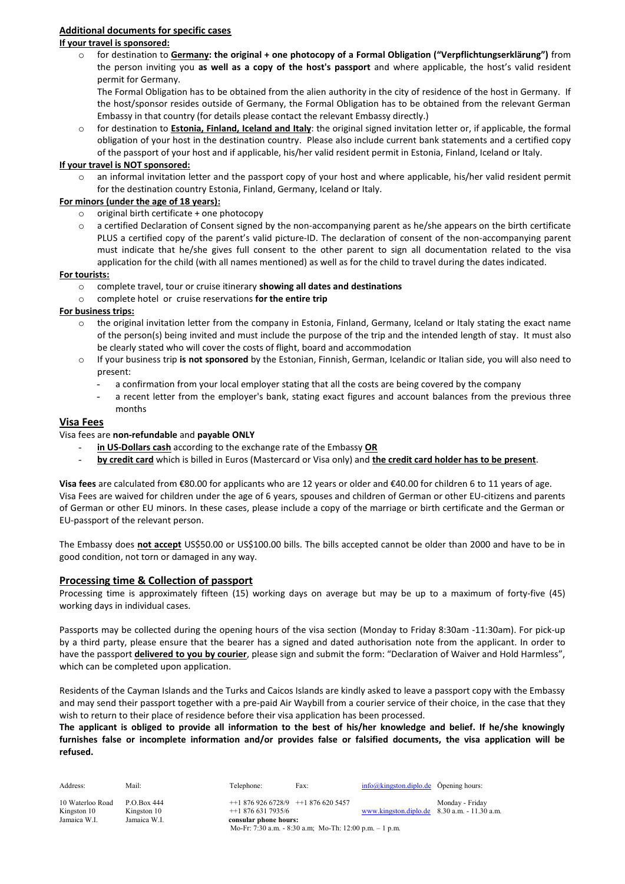**Additional documents for specific cases**

**If your travel is sponsored:**

- for destination to **Germany: the original + one photocopy of a Formal Obligation ("Verpflichtungserklärung")** from the person inviting you **as well as a copy of the host's passport** and where applicable, the host's valid resident permit for Germany.

  The Formal Obligation has to be obtained from the alien authority in the city of residence of the host in Germany. If the host/sponsor resides outside of Germany, the Formal Obligation has to be obtained from the relevant German Embassy in that country (for details please contact the relevant Embassy directly.)
- for destination to **Estonia, Finland, Iceland and Italy**: the original signed invitation letter or, if applicable, the formal obligation of your host in the destination country. Please also include current bank statements and a certified copy of the passport of your host and if applicable, his/her valid resident permit in Estonia, Finland, Iceland or Italy.

**If your travel is NOT sponsored:**

- an informal invitation letter and the passport copy of your host and where applicable, his/her valid resident permit for the destination country Estonia, Finland, Germany, Iceland or Italy.

**For minors (under the age of 18 years):**

- original birth certificate + one photocopy
- a certified Declaration of Consent signed by the non-accompanying parent as he/she appears on the birth certificate PLUS a certified copy of the parent's valid picture-ID. The declaration of consent of the non-accompanying parent must indicate that he/she gives full consent to the other parent to sign all documentation related to the visa application for the child (with all names mentioned) as well as for the child to travel during the dates indicated.

**For tourists:**

- complete travel, tour or cruise itinerary **showing all dates and destinations**
- complete hotel or cruise reservations **for the entire trip**

**For business trips:**

- the original invitation letter from the company in Estonia, Finland, Germany, Iceland or Italy stating the exact name of the person(s) being invited and must include the purpose of the trip and the intended length of stay. It must also be clearly stated who will cover the costs of flight, board and accommodation
- If your business trip **is not sponsored** by the Estonian, Finnish, German, Icelandic or Italian side, you will also need to present:
  - a confirmation from your local employer stating that all the costs are being covered by the company
  - a recent letter from the employer's bank, stating exact figures and account balances from the previous three months

## Visa Fees

Visa fees are **non-refundable** and **payable ONLY**

- **in US-Dollars cash** according to the exchange rate of the Embassy **OR**
- **by credit card** which is billed in Euros (Mastercard or Visa only) and **the credit card holder has to be present**.

**Visa fees** are calculated from €80.00 for applicants who are 12 years or older and €40.00 for children 6 to 11 years of age. Visa Fees are waived for children under the age of 6 years, spouses and children of German or other EU-citizens and parents of German or other EU minors. In these cases, please include a copy of the marriage or birth certificate and the German or EU-passport of the relevant person.

The Embassy does **not accept** US$50.00 or US$100.00 bills. The bills accepted cannot be older than 2000 and have to be in good condition, not torn or damaged in any way.

## Processing time & Collection of passport

Processing time is approximately fifteen (15) working days on average but may be up to a maximum of forty-five (45) working days in individual cases.

Passports may be collected during the opening hours of the visa section (Monday to Friday 8:30am -11:30am). For pick-up by a third party, please ensure that the bearer has a signed and dated authorisation note from the applicant. In order to have the passport **delivered to you by courier**, please sign and submit the form: "Declaration of Waiver and Hold Harmless", which can be completed upon application.

Residents of the Cayman Islands and the Turks and Caicos Islands are kindly asked to leave a passport copy with the Embassy and may send their passport together with a pre-paid Air Waybill from a courier service of their choice, in the case that they wish to return to their place of residence before their visa application has been processed.

**The applicant is obliged to provide all information to the best of his/her knowledge and belief. If he/she knowingly furnishes false or incomplete information and/or provides false or falsified documents, the visa application will be refused.**

| Address: | Mail: | Telephone: | Fax: | info@kingston.diplo.de | Opening hours: |
|---|---|---|---|---|---|
| 10 Waterloo Road<br>Kingston 10<br>Jamaica W.I. | P.O.Box 444<br>Kingston 10<br>Jamaica W.I. | ++1 876 926 6728/9<br>++1 876 631 7935/6<br>**consular phone hours:**<br>Mo-Fr: 7:30 a.m. - 8:30 a.m; Mo-Th: 12:00 p.m. – 1 p.m. | ++1 876 620 5457 | www.kingston.diplo.de | Monday - Friday<br>8.30 a.m. - 11.30 a.m. |